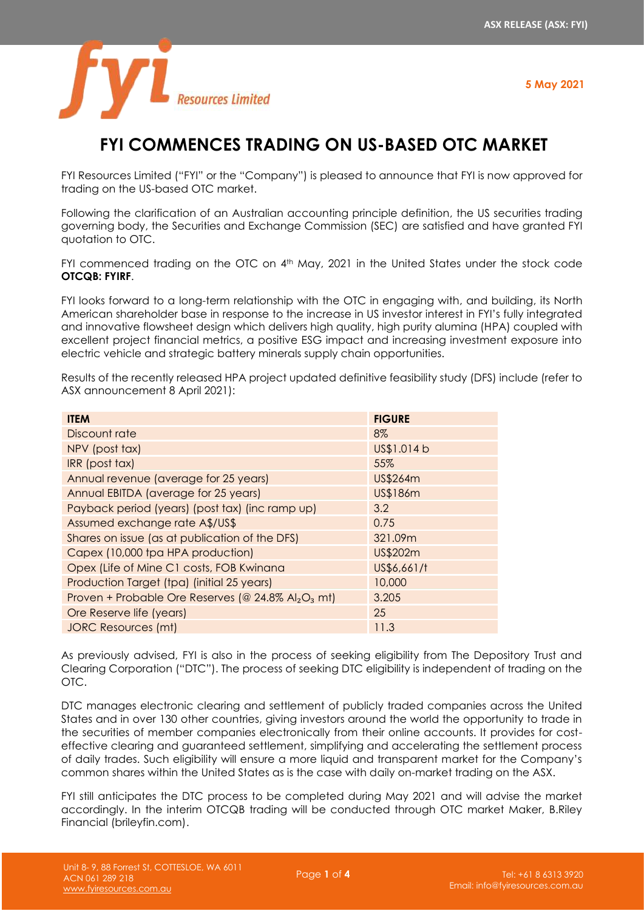5 May 2021

# FYI COMMENCES TRADING ON US-BASED OTC MARKET

FYI Resources Limited ("FYI" or the "Company") is pleased to announce that FYI is now approved for trading on the US-based OTC market.

Following the clarification of an Australian accounting principle definition, the US securities trading governing body, the Securities and Exchange Commission (SEC) are satisfied and have granted FYI quotation to OTC.

FYI commenced trading on the OTC on 4th May, 2021 in the United States under the stock code **OTCQB: FYIRF**.

FYI looks forward to a long-term relationship with the OTC in engaging with, and building, its North American shareholder base in response to the increase in US investor interest in FYI's fully integrated and innovative flowsheet design which delivers high quality, high purity alumina (HPA) coupled with excellent project financial metrics, a positive ESG impact and increasing investment exposure into electric vehicle and strategic battery minerals supply chain opportunities.

Results of the recently released HPA project updated definitive feasibility study (DFS) include (refer to ASX announcement 8 April 2021):

| ITEM | FIGURE |
| --- | --- |
| Discount rate | 8% |
| NPV (post tax) | US$1.014 b |
| IRR (post tax) | 55% |
| Annual revenue (average for 25 years) | US$264m |
| Annual EBITDA (average for 25 years) | US$186m |
| Payback period (years) (post tax) (inc ramp up) | 3.2 |
| Assumed exchange rate A$/US$ | 0.75 |
| Shares on issue (as at publication of the DFS) | 321.09m |
| Capex (10,000 tpa HPA production) | US$202m |
| Opex (Life of Mine C1 costs, FOB Kwinana | US$6,661/t |
| Production Target (tpa) (initial 25 years) | 10,000 |
| Proven + Probable Ore Reserves (@ 24.8% $Al_2O_3$ mt) | 3.205 |
| Ore Reserve life (years) | 25 |
| JORC Resources (mt) | 11.3 |

As previously advised, FYI is also in the process of seeking eligibility from The Depository Trust and Clearing Corporation ("DTC"). The process of seeking DTC eligibility is independent of trading on the OTC.

DTC manages electronic clearing and settlement of publicly traded companies across the United States and in over 130 other countries, giving investors around the world the opportunity to trade in the securities of member companies electronically from their online accounts. It provides for cost-effective clearing and guaranteed settlement, simplifying and accelerating the settlement process of daily trades. Such eligibility will ensure a more liquid and transparent market for the Company's common shares within the United States as is the case with daily on-market trading on the ASX.

FYI still anticipates the DTC process to be completed during May 2021 and will advise the market accordingly. In the interim OTCQB trading will be conducted through OTC market Maker, B.Riley Financial (brileyfin.com).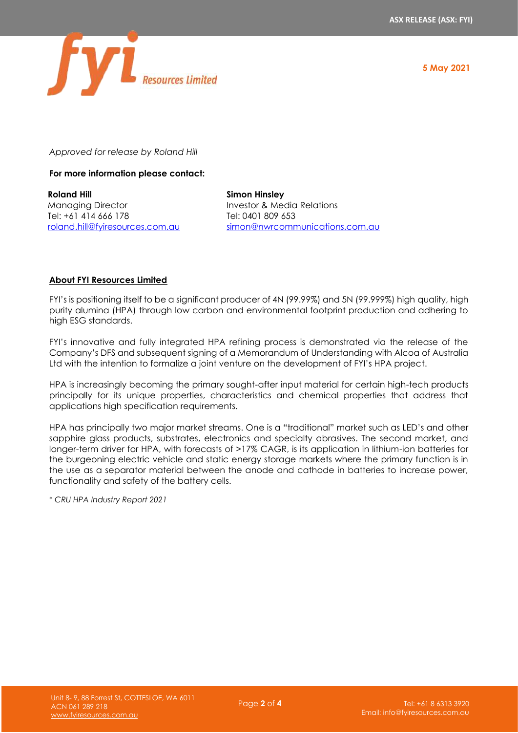*Approved for release by Roland Hill*

**For more information please contact:**

**Roland Hill**
Managing Director
Tel: +61 414 666 178
roland.hill@fyiresources.com.au

**Simon Hinsley**
Investor & Media Relations
Tel: 0401 809 653
simon@nwrcommunications.com.au

**About FYI Resources Limited**

FYI's is positioning itself to be a significant producer of 4N (99.99%) and 5N (99.999%) high quality, high purity alumina (HPA) through low carbon and environmental footprint production and adhering to high ESG standards.

FYI's innovative and fully integrated HPA refining process is demonstrated via the release of the Company's DFS and subsequent signing of a Memorandum of Understanding with Alcoa of Australia Ltd with the intention to formalize a joint venture on the development of FYI's HPA project.

HPA is increasingly becoming the primary sought-after input material for certain high-tech products principally for its unique properties, characteristics and chemical properties that address that applications high specification requirements.

HPA has principally two major market streams. One is a "traditional" market such as LED's and other sapphire glass products, substrates, electronics and specialty abrasives. The second market, and longer-term driver for HPA, with forecasts of >17% CAGR, is its application in lithium-ion batteries for the burgeoning electric vehicle and static energy storage markets where the primary function is in the use as a separator material between the anode and cathode in batteries to increase power, functionality and safety of the battery cells.

*\* CRU HPA Industry Report 2021*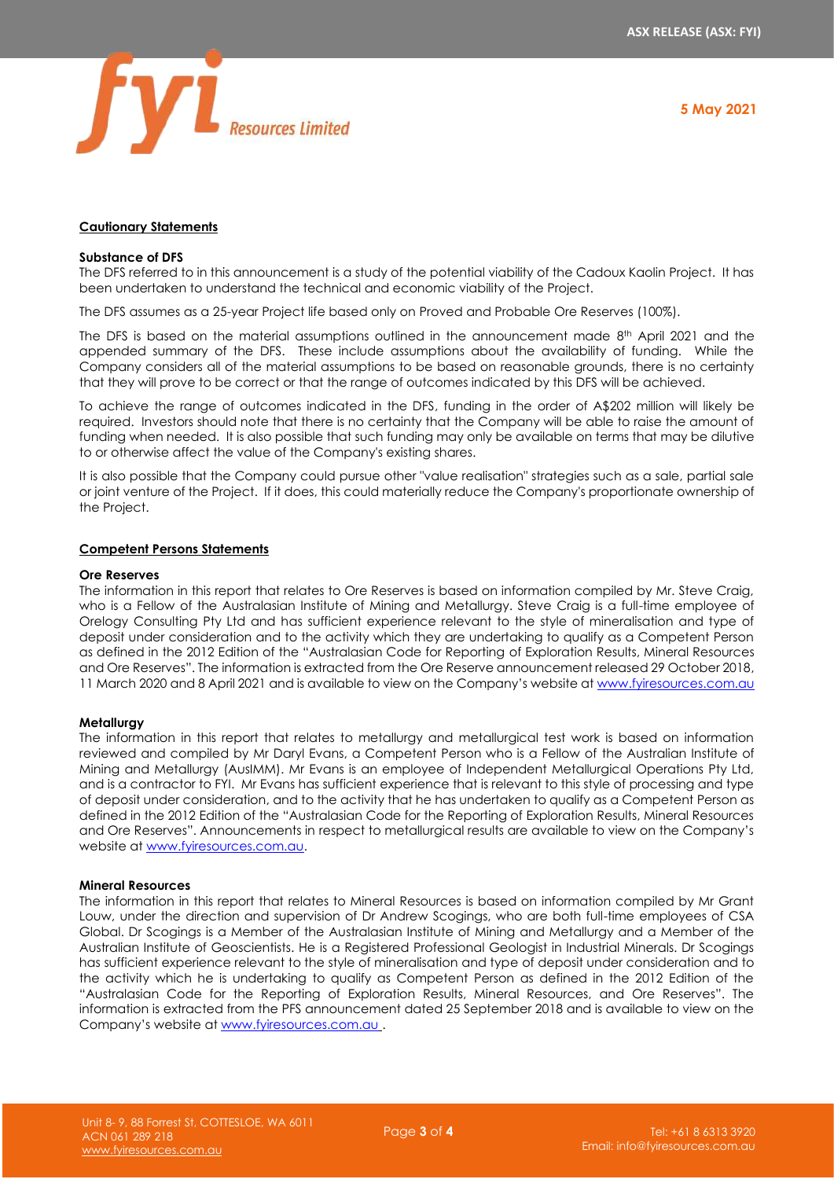## Cautionary Statements

### Substance of DFS

The DFS referred to in this announcement is a study of the potential viability of the Cadoux Kaolin Project. It has been undertaken to understand the technical and economic viability of the Project.

The DFS assumes as a 25-year Project life based only on Proved and Probable Ore Reserves (100%).

The DFS is based on the material assumptions outlined in the announcement made 8th April 2021 and the appended summary of the DFS. These include assumptions about the availability of funding. While the Company considers all of the material assumptions to be based on reasonable grounds, there is no certainty that they will prove to be correct or that the range of outcomes indicated by this DFS will be achieved.

To achieve the range of outcomes indicated in the DFS, funding in the order of A$202 million will likely be required. Investors should note that there is no certainty that the Company will be able to raise the amount of funding when needed. It is also possible that such funding may only be available on terms that may be dilutive to or otherwise affect the value of the Company's existing shares.

It is also possible that the Company could pursue other "value realisation" strategies such as a sale, partial sale or joint venture of the Project. If it does, this could materially reduce the Company's proportionate ownership of the Project.

## Competent Persons Statements

### Ore Reserves

The information in this report that relates to Ore Reserves is based on information compiled by Mr. Steve Craig, who is a Fellow of the Australasian Institute of Mining and Metallurgy. Steve Craig is a full-time employee of Orelogy Consulting Pty Ltd and has sufficient experience relevant to the style of mineralisation and type of deposit under consideration and to the activity which they are undertaking to qualify as a Competent Person as defined in the 2012 Edition of the "Australasian Code for Reporting of Exploration Results, Mineral Resources and Ore Reserves". The information is extracted from the Ore Reserve announcement released 29 October 2018, 11 March 2020 and 8 April 2021 and is available to view on the Company's website at www.fyiresources.com.au

### Metallurgy

The information in this report that relates to metallurgy and metallurgical test work is based on information reviewed and compiled by Mr Daryl Evans, a Competent Person who is a Fellow of the Australian Institute of Mining and Metallurgy (AusIMM). Mr Evans is an employee of Independent Metallurgical Operations Pty Ltd, and is a contractor to FYI. Mr Evans has sufficient experience that is relevant to this style of processing and type of deposit under consideration, and to the activity that he has undertaken to qualify as a Competent Person as defined in the 2012 Edition of the "Australasian Code for the Reporting of Exploration Results, Mineral Resources and Ore Reserves". Announcements in respect to metallurgical results are available to view on the Company's website at www.fyiresources.com.au.

### Mineral Resources

The information in this report that relates to Mineral Resources is based on information compiled by Mr Grant Louw, under the direction and supervision of Dr Andrew Scogings, who are both full-time employees of CSA Global. Dr Scogings is a Member of the Australasian Institute of Mining and Metallurgy and a Member of the Australian Institute of Geoscientists. He is a Registered Professional Geologist in Industrial Minerals. Dr Scogings has sufficient experience relevant to the style of mineralisation and type of deposit under consideration and to the activity which he is undertaking to qualify as Competent Person as defined in the 2012 Edition of the "Australasian Code for the Reporting of Exploration Results, Mineral Resources, and Ore Reserves". The information is extracted from the PFS announcement dated 25 September 2018 and is available to view on the Company's website at www.fyiresources.com.au .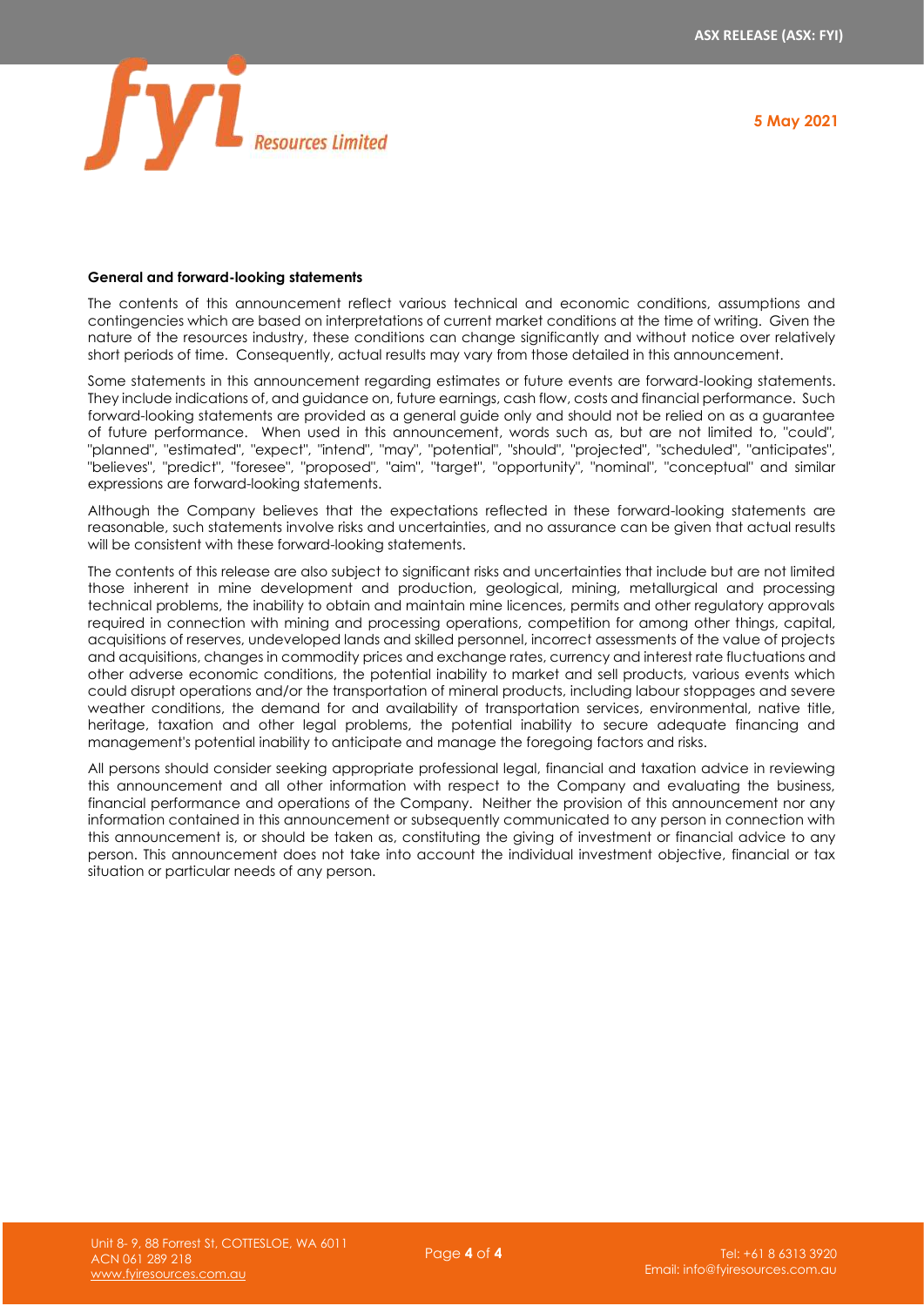#### General and forward-looking statements

The contents of this announcement reflect various technical and economic conditions, assumptions and contingencies which are based on interpretations of current market conditions at the time of writing. Given the nature of the resources industry, these conditions can change significantly and without notice over relatively short periods of time. Consequently, actual results may vary from those detailed in this announcement.

Some statements in this announcement regarding estimates or future events are forward-looking statements. They include indications of, and guidance on, future earnings, cash flow, costs and financial performance. Such forward-looking statements are provided as a general guide only and should not be relied on as a guarantee of future performance. When used in this announcement, words such as, but are not limited to, "could", "planned", "estimated", "expect", "intend", "may", "potential", "should", "projected", "scheduled", "anticipates", "believes", "predict", "foresee", "proposed", "aim", "target", "opportunity", "nominal", "conceptual" and similar expressions are forward-looking statements.

Although the Company believes that the expectations reflected in these forward-looking statements are reasonable, such statements involve risks and uncertainties, and no assurance can be given that actual results will be consistent with these forward-looking statements.

The contents of this release are also subject to significant risks and uncertainties that include but are not limited those inherent in mine development and production, geological, mining, metallurgical and processing technical problems, the inability to obtain and maintain mine licences, permits and other regulatory approvals required in connection with mining and processing operations, competition for among other things, capital, acquisitions of reserves, undeveloped lands and skilled personnel, incorrect assessments of the value of projects and acquisitions, changes in commodity prices and exchange rates, currency and interest rate fluctuations and other adverse economic conditions, the potential inability to market and sell products, various events which could disrupt operations and/or the transportation of mineral products, including labour stoppages and severe weather conditions, the demand for and availability of transportation services, environmental, native title, heritage, taxation and other legal problems, the potential inability to secure adequate financing and management's potential inability to anticipate and manage the foregoing factors and risks.

All persons should consider seeking appropriate professional legal, financial and taxation advice in reviewing this announcement and all other information with respect to the Company and evaluating the business, financial performance and operations of the Company. Neither the provision of this announcement nor any information contained in this announcement or subsequently communicated to any person in connection with this announcement is, or should be taken as, constituting the giving of investment or financial advice to any person. This announcement does not take into account the individual investment objective, financial or tax situation or particular needs of any person.